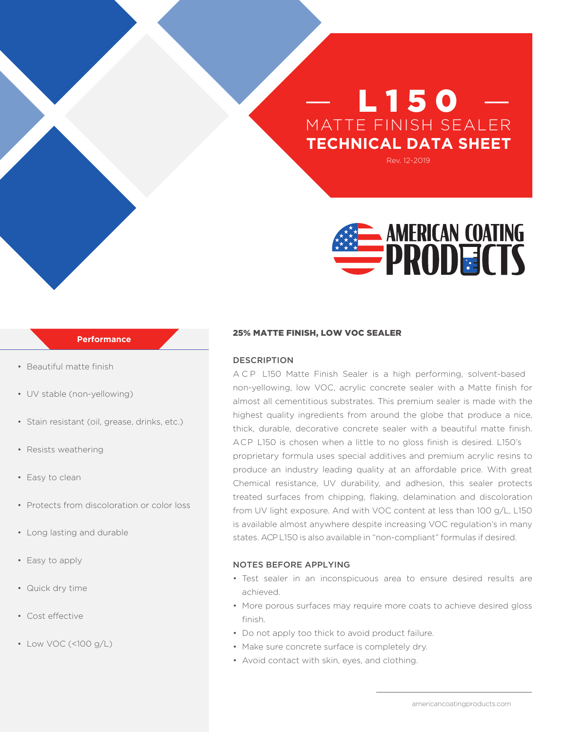# — L150 —

## MATTE FINISH SEALER

## TECHNICAL DATA SHEET

Rev. 12-2019

AMERICAN COATING PRODUCTS

### Performance

- Beautiful matte finish
- UV stable (non-yellowing)
- Stain resistant (oil, grease, drinks, etc.)
- Resists weathering
- Easy to clean
- Protects from discoloration or color loss
- Long lasting and durable
- Easy to apply
- Quick dry time
- Cost effective
- Low VOC (<100 g/L)

### 25% MATTE FINISH, LOW VOC SEALER

### DESCRIPTION

ACP L150 Matte Finish Sealer is a high performing, solvent-based non-yellowing, low VOC, acrylic concrete sealer with a Matte finish for almost all cementitious substrates. This premium sealer is made with the highest quality ingredients from around the globe that produce a nice, thick, durable, decorative concrete sealer with a beautiful matte finish. ACP L150 is chosen when a little to no gloss finish is desired. L150's proprietary formula uses special additives and premium acrylic resins to produce an industry leading quality at an affordable price. With great Chemical resistance, UV durability, and adhesion, this sealer protects treated surfaces from chipping, flaking, delamination and discoloration from UV light exposure. And with VOC content at less than 100 g/L, L150 is available almost anywhere despite increasing VOC regulation's in many states. ACP L150 is also available in "non-compliant" formulas if desired.

### NOTES BEFORE APPLYING

- Test sealer in an inconspicuous area to ensure desired results are achieved.
- More porous surfaces may require more coats to achieve desired gloss finish.
- Do not apply too thick to avoid product failure.
- Make sure concrete surface is completely dry.
- Avoid contact with skin, eyes, and clothing.

americancoatingproducts.com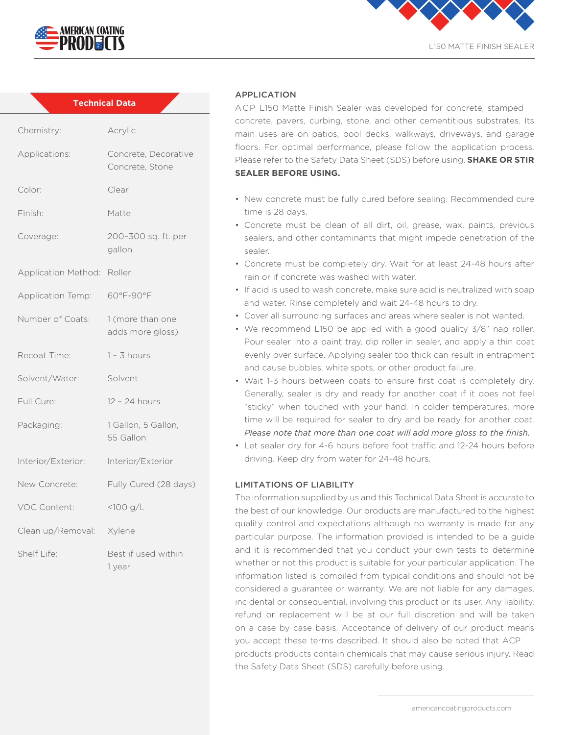## Technical Data

| | |
|---|---|
| Chemistry: | Acrylic |
| Applications: | Concrete, Decorative Concrete, Stone |
| Color: | Clear |
| Finish: | Matte |
| Coverage: | 200–300 sq. ft. per gallon |
| Application Method: | Roller |
| Application Temp: | 60°F-90°F |
| Number of Coats: | 1 (more than one adds more gloss) |
| Recoat Time: | 1 – 3 hours |
| Solvent/Water: | Solvent |
| Full Cure: | 12 – 24 hours |
| Packaging: | 1 Gallon, 5 Gallon, 55 Gallon |
| Interior/Exterior: | Interior/Exterior |
| New Concrete: | Fully Cured (28 days) |
| VOC Content: | <100 g/L |
| Clean up/Removal: | Xylene |
| Shelf Life: | Best if used within 1 year |

## APPLICATION

ACP L150 Matte Finish Sealer was developed for concrete, stamped concrete, pavers, curbing, stone, and other cementitious substrates. Its main uses are on patios, pool decks, walkways, driveways, and garage floors. For optimal performance, please follow the application process. Please refer to the Safety Data Sheet (SDS) before using. **SHAKE OR STIR SEALER BEFORE USING.**

- New concrete must be fully cured before sealing. Recommended cure time is 28 days.
- Concrete must be clean of all dirt, oil, grease, wax, paints, previous sealers, and other contaminants that might impede penetration of the sealer.
- Concrete must be completely dry. Wait for at least 24-48 hours after rain or if concrete was washed with water.
- If acid is used to wash concrete, make sure acid is neutralized with soap and water. Rinse completely and wait 24-48 hours to dry.
- Cover all surrounding surfaces and areas where sealer is not wanted.
- We recommend L150 be applied with a good quality 3/8" nap roller. Pour sealer into a paint tray, dip roller in sealer, and apply a thin coat evenly over surface. Applying sealer too thick can result in entrapment and cause bubbles, white spots, or other product failure.
- Wait 1-3 hours between coats to ensure first coat is completely dry. Generally, sealer is dry and ready for another coat if it does not feel "sticky" when touched with your hand. In colder temperatures, more time will be required for sealer to dry and be ready for another coat. *Please note that more than one coat will add more gloss to the finish.*
- Let sealer dry for 4-6 hours before foot traffic and 12-24 hours before driving. Keep dry from water for 24-48 hours.

## LIMITATIONS OF LIABILITY

The information supplied by us and this Technical Data Sheet is accurate to the best of our knowledge. Our products are manufactured to the highest quality control and expectations although no warranty is made for any particular purpose. The information provided is intended to be a guide and it is recommended that you conduct your own tests to determine whether or not this product is suitable for your particular application. The information listed is compiled from typical conditions and should not be considered a guarantee or warranty. We are not liable for any damages, incidental or consequential, involving this product or its user. Any liability, refund or replacement will be at our full discretion and will be taken on a case by case basis. Acceptance of delivery of our product means you accept these terms described. It should also be noted that ACP products products contain chemicals that may cause serious injury. Read the Safety Data Sheet (SDS) carefully before using.